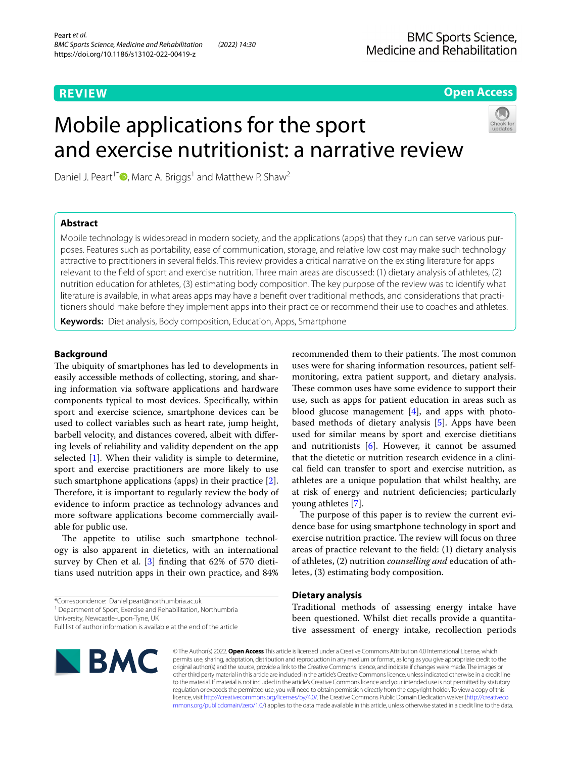REVIEW

Open Access

# Mobile applications for the sport and exercise nutritionist: a narrative review

Daniel J. Peart[1*], Marc A. Briggs[1] and Matthew P. Shaw[2]

## Abstract

Mobile technology is widespread in modern society, and the applications (apps) that they run can serve various purposes. Features such as portability, ease of communication, storage, and relative low cost may make such technology attractive to practitioners in several fields. This review provides a critical narrative on the existing literature for apps relevant to the field of sport and exercise nutrition. Three main areas are discussed: (1) dietary analysis of athletes, (2) nutrition education for athletes, (3) estimating body composition. The key purpose of the review was to identify what literature is available, in what areas apps may have a benefit over traditional methods, and considerations that practitioners should make before they implement apps into their practice or recommend their use to coaches and athletes.

**Keywords:** Diet analysis, Body composition, Education, Apps, Smartphone

## Background

The ubiquity of smartphones has led to developments in easily accessible methods of collecting, storing, and sharing information via software applications and hardware components typical to most devices. Specifically, within sport and exercise science, smartphone devices can be used to collect variables such as heart rate, jump height, barbell velocity, and distances covered, albeit with differing levels of reliability and validity dependent on the app selected [1]. When their validity is simple to determine, sport and exercise practitioners are more likely to use such smartphone applications (apps) in their practice [2]. Therefore, it is important to regularly review the body of evidence to inform practice as technology advances and more software applications become commercially available for public use.

The appetite to utilise such smartphone technology is also apparent in dietetics, with an international survey by Chen et al. [3] finding that 62% of 570 dietitians used nutrition apps in their own practice, and 84% recommended them to their patients. The most common uses were for sharing information resources, patient self-monitoring, extra patient support, and dietary analysis. These common uses have some evidence to support their use, such as apps for patient education in areas such as blood glucose management [4], and apps with photo-based methods of dietary analysis [5]. Apps have been used for similar means by sport and exercise dietitians and nutritionists [6]. However, it cannot be assumed that the dietetic or nutrition research evidence in a clinical field can transfer to sport and exercise nutrition, as athletes are a unique population that whilst healthy, are at risk of energy and nutrient deficiencies; particularly young athletes [7].

The purpose of this paper is to review the current evidence base for using smartphone technology in sport and exercise nutrition practice. The review will focus on three areas of practice relevant to the field: (1) dietary analysis of athletes, (2) nutrition *counselling and* education of athletes, (3) estimating body composition.

## Dietary analysis

Traditional methods of assessing energy intake have been questioned. Whilst diet recalls provide a quantitative assessment of energy intake, recollection periods

*Correspondence: Daniel.peart@northumbria.ac.uk
[1] Department of Sport, Exercise and Rehabilitation, Northumbria University, Newcastle-upon-Tyne, UK
Full list of author information is available at the end of the article

© The Author(s) 2022. **Open Access** This article is licensed under a Creative Commons Attribution 4.0 International License, which permits use, sharing, adaptation, distribution and reproduction in any medium or format, as long as you give appropriate credit to the original author(s) and the source, provide a link to the Creative Commons licence, and indicate if changes were made. The images or other third party material in this article are included in the article's Creative Commons licence, unless indicated otherwise in a credit line to the material. If material is not included in the article's Creative Commons licence and your intended use is not permitted by statutory regulation or exceeds the permitted use, you will need to obtain permission directly from the copyright holder. To view a copy of this licence, visit http://creativecommons.org/licenses/by/4.0/. The Creative Commons Public Domain Dedication waiver (http://creativecommons.org/publicdomain/zero/1.0/) applies to the data made available in this article, unless otherwise stated in a credit line to the data.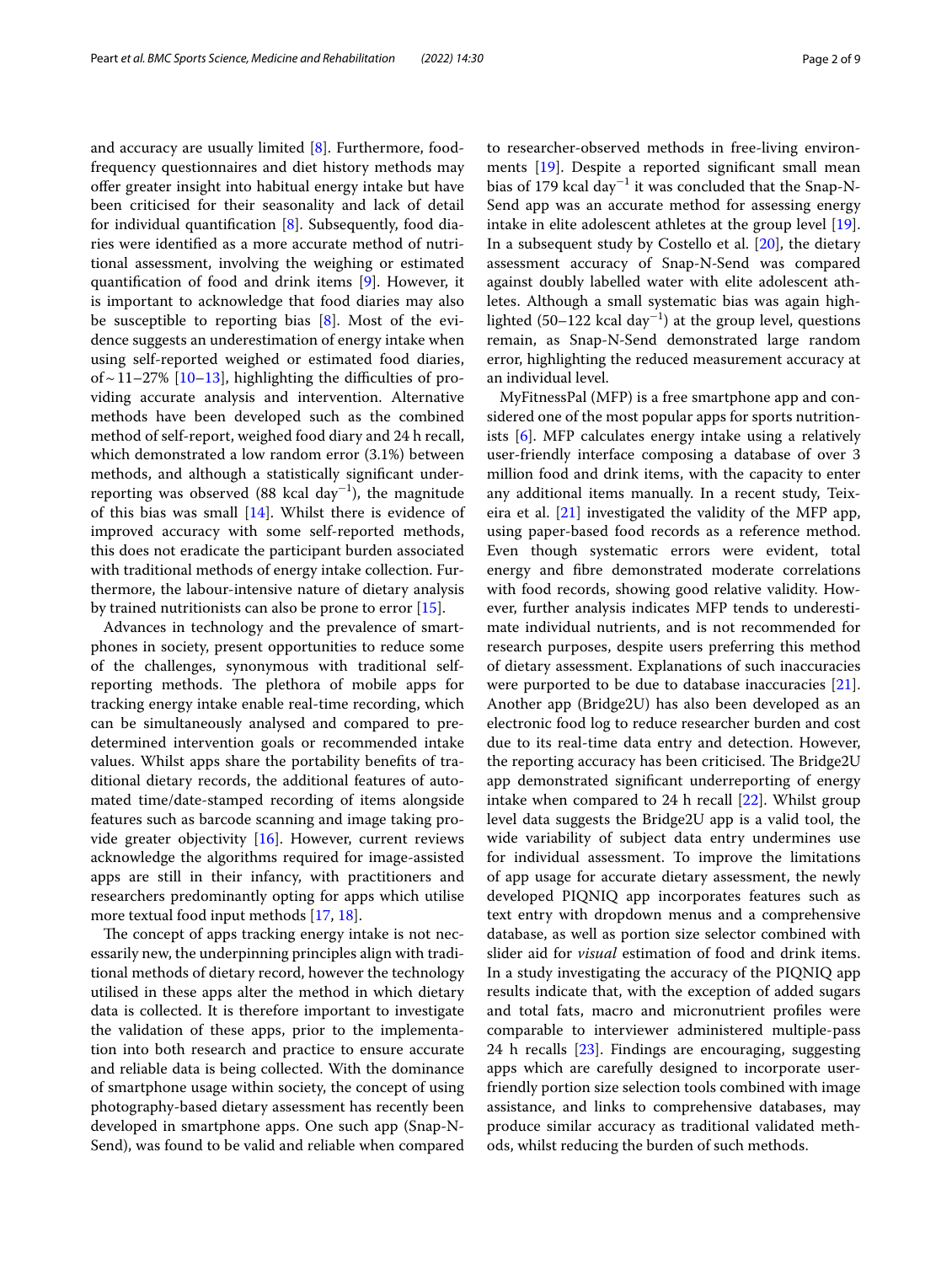and accuracy are usually limited [8]. Furthermore, food-frequency questionnaires and diet history methods may offer greater insight into habitual energy intake but have been criticised for their seasonality and lack of detail for individual quantification [8]. Subsequently, food diaries were identified as a more accurate method of nutritional assessment, involving the weighing or estimated quantification of food and drink items [9]. However, it is important to acknowledge that food diaries may also be susceptible to reporting bias [8]. Most of the evidence suggests an underestimation of energy intake when using self-reported weighed or estimated food diaries, of ~ 11–27% [10–13], highlighting the difficulties of providing accurate analysis and intervention. Alternative methods have been developed such as the combined method of self-report, weighed food diary and 24 h recall, which demonstrated a low random error (3.1%) between methods, and although a statistically significant under-reporting was observed (88 kcal $day^{-1}$), the magnitude of this bias was small [14]. Whilst there is evidence of improved accuracy with some self-reported methods, this does not eradicate the participant burden associated with traditional methods of energy intake collection. Furthermore, the labour-intensive nature of dietary analysis by trained nutritionists can also be prone to error [15].

Advances in technology and the prevalence of smartphones in society, present opportunities to reduce some of the challenges, synonymous with traditional self-reporting methods. The plethora of mobile apps for tracking energy intake enable real-time recording, which can be simultaneously analysed and compared to pre-determined intervention goals or recommended intake values. Whilst apps share the portability benefits of traditional dietary records, the additional features of automated time/date-stamped recording of items alongside features such as barcode scanning and image taking provide greater objectivity [16]. However, current reviews acknowledge the algorithms required for image-assisted apps are still in their infancy, with practitioners and researchers predominantly opting for apps which utilise more textual food input methods [17, 18].

The concept of apps tracking energy intake is not necessarily new, the underpinning principles align with traditional methods of dietary record, however the technology utilised in these apps alter the method in which dietary data is collected. It is therefore important to investigate the validation of these apps, prior to the implementation into both research and practice to ensure accurate and reliable data is being collected. With the dominance of smartphone usage within society, the concept of using photography-based dietary assessment has recently been developed in smartphone apps. One such app (Snap-N-Send), was found to be valid and reliable when compared to researcher-observed methods in free-living environments [19]. Despite a reported significant small mean bias of 179 kcal $day^{-1}$ it was concluded that the Snap-N-Send app was an accurate method for assessing energy intake in elite adolescent athletes at the group level [19]. In a subsequent study by Costello et al. [20], the dietary assessment accuracy of Snap-N-Send was compared against doubly labelled water with elite adolescent athletes. Although a small systematic bias was again highlighted (50–122 kcal $day^{-1}$) at the group level, questions remain, as Snap-N-Send demonstrated large random error, highlighting the reduced measurement accuracy at an individual level.

MyFitnessPal (MFP) is a free smartphone app and considered one of the most popular apps for sports nutritionists [6]. MFP calculates energy intake using a relatively user-friendly interface composing a database of over 3 million food and drink items, with the capacity to enter any additional items manually. In a recent study, Teixeira et al. [21] investigated the validity of the MFP app, using paper-based food records as a reference method. Even though systematic errors were evident, total energy and fibre demonstrated moderate correlations with food records, showing good relative validity. However, further analysis indicates MFP tends to underestimate individual nutrients, and is not recommended for research purposes, despite users preferring this method of dietary assessment. Explanations of such inaccuracies were purported to be due to database inaccuracies [21]. Another app (Bridge2U) has also been developed as an electronic food log to reduce researcher burden and cost due to its real-time data entry and detection. However, the reporting accuracy has been criticised. The Bridge2U app demonstrated significant underreporting of energy intake when compared to 24 h recall [22]. Whilst group level data suggests the Bridge2U app is a valid tool, the wide variability of subject data entry undermines use for individual assessment. To improve the limitations of app usage for accurate dietary assessment, the newly developed PIQNIQ app incorporates features such as text entry with dropdown menus and a comprehensive database, as well as portion size selector combined with slider aid for *visual* estimation of food and drink items. In a study investigating the accuracy of the PIQNIQ app results indicate that, with the exception of added sugars and total fats, macro and micronutrient profiles were comparable to interviewer administered multiple-pass 24 h recalls [23]. Findings are encouraging, suggesting apps which are carefully designed to incorporate user-friendly portion size selection tools combined with image assistance, and links to comprehensive databases, may produce similar accuracy as traditional validated methods, whilst reducing the burden of such methods.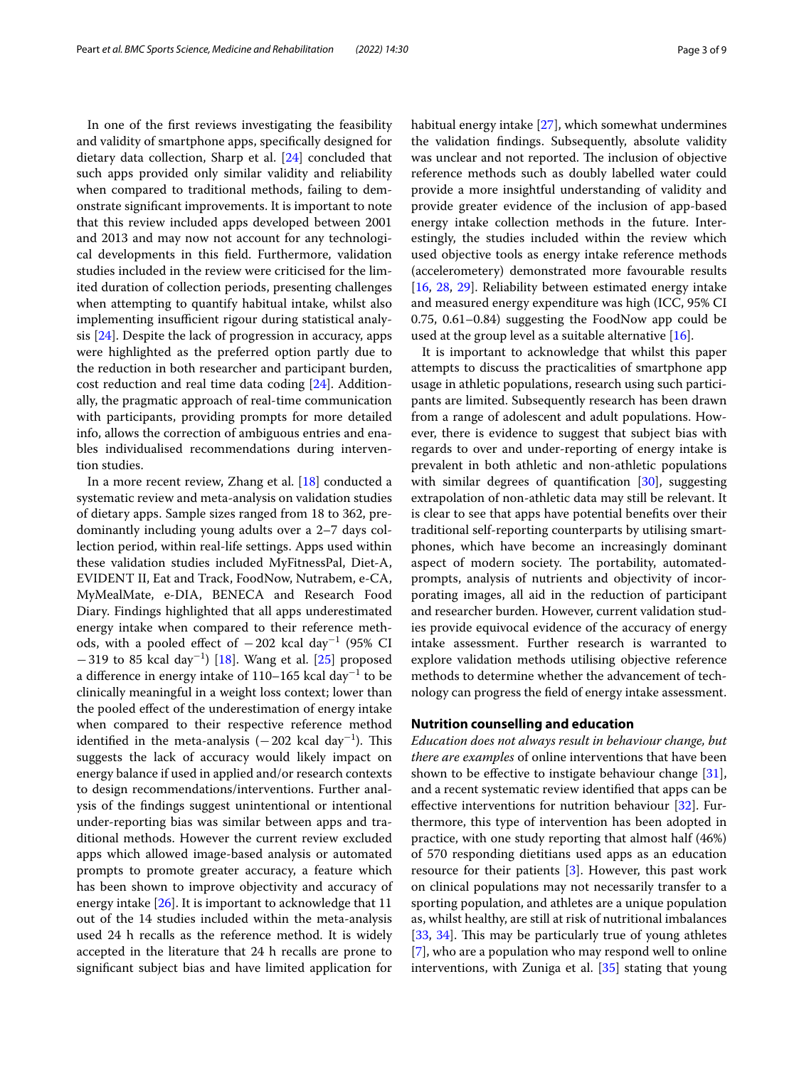In one of the first reviews investigating the feasibility and validity of smartphone apps, specifically designed for dietary data collection, Sharp et al. [24] concluded that such apps provided only similar validity and reliability when compared to traditional methods, failing to demonstrate significant improvements. It is important to note that this review included apps developed between 2001 and 2013 and may now not account for any technological developments in this field. Furthermore, validation studies included in the review were criticised for the limited duration of collection periods, presenting challenges when attempting to quantify habitual intake, whilst also implementing insufficient rigour during statistical analysis [24]. Despite the lack of progression in accuracy, apps were highlighted as the preferred option partly due to the reduction in both researcher and participant burden, cost reduction and real time data coding [24]. Additionally, the pragmatic approach of real-time communication with participants, providing prompts for more detailed info, allows the correction of ambiguous entries and enables individualised recommendations during intervention studies.

In a more recent review, Zhang et al. [18] conducted a systematic review and meta-analysis on validation studies of dietary apps. Sample sizes ranged from 18 to 362, predominantly including young adults over a 2–7 days collection period, within real-life settings. Apps used within these validation studies included MyFitnessPal, Diet-A, EVIDENT II, Eat and Track, FoodNow, Nutrabem, e-CA, MyMealMate, e-DIA, BENECA and Research Food Diary. Findings highlighted that all apps underestimated energy intake when compared to their reference methods, with a pooled effect of $-202$ kcal $\text{day}^{-1}$ (95% CI $-319$ to 85 kcal $\text{day}^{-1}$) [18]. Wang et al. [25] proposed a difference in energy intake of 110–165 kcal $\text{day}^{-1}$ to be clinically meaningful in a weight loss context; lower than the pooled effect of the underestimation of energy intake when compared to their respective reference method identified in the meta-analysis ($-202$ kcal $\text{day}^{-1}$). This suggests the lack of accuracy would likely impact on energy balance if used in applied and/or research contexts to design recommendations/interventions. Further analysis of the findings suggest unintentional or intentional under-reporting bias was similar between apps and traditional methods. However the current review excluded apps which allowed image-based analysis or automated prompts to promote greater accuracy, a feature which has been shown to improve objectivity and accuracy of energy intake [26]. It is important to acknowledge that 11 out of the 14 studies included within the meta-analysis used 24 h recalls as the reference method. It is widely accepted in the literature that 24 h recalls are prone to significant subject bias and have limited application for habitual energy intake [27], which somewhat undermines the validation findings. Subsequently, absolute validity was unclear and not reported. The inclusion of objective reference methods such as doubly labelled water could provide a more insightful understanding of validity and provide greater evidence of the inclusion of app-based energy intake collection methods in the future. Interestingly, the studies included within the review which used objective tools as energy intake reference methods (accelerometery) demonstrated more favourable results [16, 28, 29]. Reliability between estimated energy intake and measured energy expenditure was high (ICC, 95% CI 0.75, 0.61–0.84) suggesting the FoodNow app could be used at the group level as a suitable alternative [16].

It is important to acknowledge that whilst this paper attempts to discuss the practicalities of smartphone app usage in athletic populations, research using such participants are limited. Subsequently research has been drawn from a range of adolescent and adult populations. However, there is evidence to suggest that subject bias with regards to over and under-reporting of energy intake is prevalent in both athletic and non-athletic populations with similar degrees of quantification [30], suggesting extrapolation of non-athletic data may still be relevant. It is clear to see that apps have potential benefits over their traditional self-reporting counterparts by utilising smartphones, which have become an increasingly dominant aspect of modern society. The portability, automated-prompts, analysis of nutrients and objectivity of incorporating images, all aid in the reduction of participant and researcher burden. However, current validation studies provide equivocal evidence of the accuracy of energy intake assessment. Further research is warranted to explore validation methods utilising objective reference methods to determine whether the advancement of technology can progress the field of energy intake assessment.

## Nutrition counselling and education

*Education does not always result in behaviour change, but there are examples* of online interventions that have been shown to be effective to instigate behaviour change [31], and a recent systematic review identified that apps can be effective interventions for nutrition behaviour [32]. Furthermore, this type of intervention has been adopted in practice, with one study reporting that almost half (46%) of 570 responding dietitians used apps as an education resource for their patients [3]. However, this past work on clinical populations may not necessarily transfer to a sporting population, and athletes are a unique population as, whilst healthy, are still at risk of nutritional imbalances [33, 34]. This may be particularly true of young athletes [7], who are a population who may respond well to online interventions, with Zuniga et al. [35] stating that young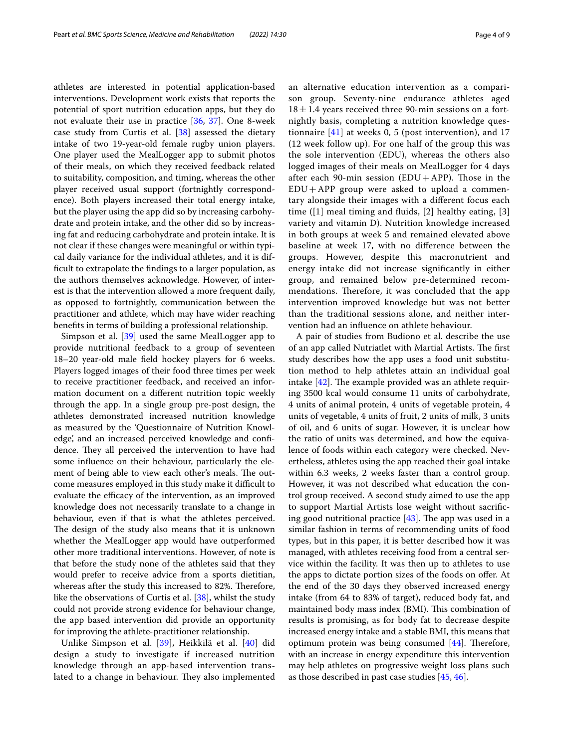athletes are interested in potential application-based interventions. Development work exists that reports the potential of sport nutrition education apps, but they do not evaluate their use in practice [36, 37]. One 8-week case study from Curtis et al. [38] assessed the dietary intake of two 19-year-old female rugby union players. One player used the MealLogger app to submit photos of their meals, on which they received feedback related to suitability, composition, and timing, whereas the other player received usual support (fortnightly correspondence). Both players increased their total energy intake, but the player using the app did so by increasing carbohydrate and protein intake, and the other did so by increasing fat and reducing carbohydrate and protein intake. It is not clear if these changes were meaningful or within typical daily variance for the individual athletes, and it is difficult to extrapolate the findings to a larger population, as the authors themselves acknowledge. However, of interest is that the intervention allowed a more frequent daily, as opposed to fortnightly, communication between the practitioner and athlete, which may have wider reaching benefits in terms of building a professional relationship.

Simpson et al. [39] used the same MealLogger app to provide nutritional feedback to a group of seventeen 18–20 year-old male field hockey players for 6 weeks. Players logged images of their food three times per week to receive practitioner feedback, and received an information document on a different nutrition topic weekly through the app. In a single group pre-post design, the athletes demonstrated increased nutrition knowledge as measured by the 'Questionnaire of Nutrition Knowledge', and an increased perceived knowledge and confidence. They all perceived the intervention to have had some influence on their behaviour, particularly the element of being able to view each other's meals. The outcome measures employed in this study make it difficult to evaluate the efficacy of the intervention, as an improved knowledge does not necessarily translate to a change in behaviour, even if that is what the athletes perceived. The design of the study also means that it is unknown whether the MealLogger app would have outperformed other more traditional interventions. However, of note is that before the study none of the athletes said that they would prefer to receive advice from a sports dietitian, whereas after the study this increased to 82%. Therefore, like the observations of Curtis et al. [38], whilst the study could not provide strong evidence for behaviour change, the app based intervention did provide an opportunity for improving the athlete-practitioner relationship.

Unlike Simpson et al. [39], Heikkilä et al. [40] did design a study to investigate if increased nutrition knowledge through an app-based intervention translated to a change in behaviour. They also implemented an alternative education intervention as a comparison group. Seventy-nine endurance athletes aged $18 \pm 1.4$ years received three 90-min sessions on a fortnightly basis, completing a nutrition knowledge questionnaire [41] at weeks 0, 5 (post intervention), and 17 (12 week follow up). For one half of the group this was the sole intervention (EDU), whereas the others also logged images of their meals on MealLogger for 4 days after each 90-min session (EDU+APP). Those in the EDU+APP group were asked to upload a commentary alongside their images with a different focus each time ([1] meal timing and fluids, [2] healthy eating, [3] variety and vitamin D). Nutrition knowledge increased in both groups at week 5 and remained elevated above baseline at week 17, with no difference between the groups. However, despite this macronutrient and energy intake did not increase significantly in either group, and remained below pre-determined recommendations. Therefore, it was concluded that the app intervention improved knowledge but was not better than the traditional sessions alone, and neither intervention had an influence on athlete behaviour.

A pair of studies from Budiono et al. describe the use of an app called Nutriatlet with Martial Artists. The first study describes how the app uses a food unit substitution method to help athletes attain an individual goal intake [42]. The example provided was an athlete requiring 3500 kcal would consume 11 units of carbohydrate, 4 units of animal protein, 4 units of vegetable protein, 4 units of vegetable, 4 units of fruit, 2 units of milk, 3 units of oil, and 6 units of sugar. However, it is unclear how the ratio of units was determined, and how the equivalence of foods within each category were checked. Nevertheless, athletes using the app reached their goal intake within 6.3 weeks, 2 weeks faster than a control group. However, it was not described what education the control group received. A second study aimed to use the app to support Martial Artists lose weight without sacrificing good nutritional practice [43]. The app was used in a similar fashion in terms of recommending units of food types, but in this paper, it is better described how it was managed, with athletes receiving food from a central service within the facility. It was then up to athletes to use the apps to dictate portion sizes of the foods on offer. At the end of the 30 days they observed increased energy intake (from 64 to 83% of target), reduced body fat, and maintained body mass index (BMI). This combination of results is promising, as for body fat to decrease despite increased energy intake and a stable BMI, this means that optimum protein was being consumed [44]. Therefore, with an increase in energy expenditure this intervention may help athletes on progressive weight loss plans such as those described in past case studies [45, 46].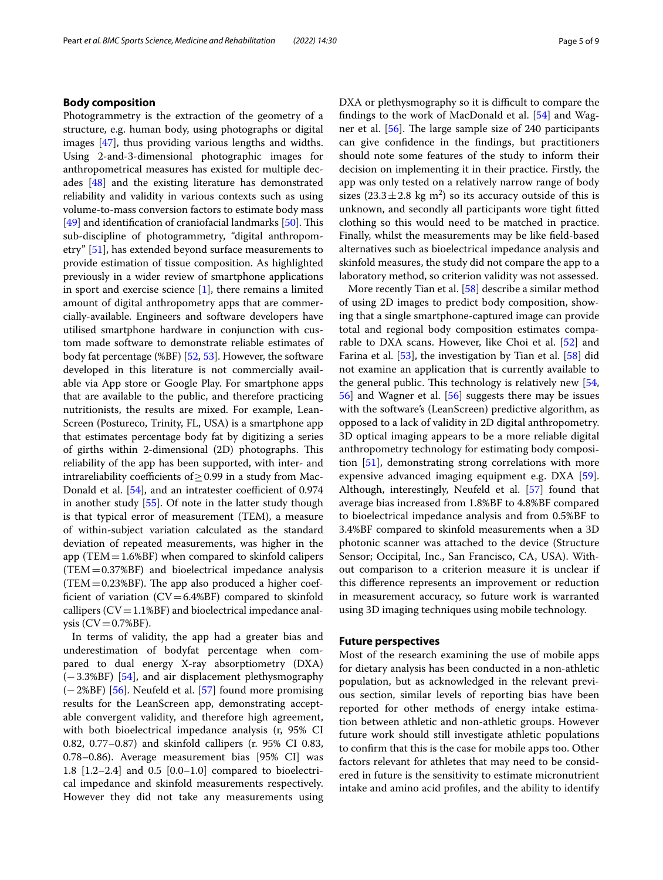## Body composition

Photogrammetry is the extraction of the geometry of a structure, e.g. human body, using photographs or digital images [47], thus providing various lengths and widths. Using 2-and-3-dimensional photographic images for anthropometrical measures has existed for multiple decades [48] and the existing literature has demonstrated reliability and validity in various contexts such as using volume-to-mass conversion factors to estimate body mass [49] and identification of craniofacial landmarks [50]. This sub-discipline of photogrammetry, "digital anthropometry" [51], has extended beyond surface measurements to provide estimation of tissue composition. As highlighted previously in a wider review of smartphone applications in sport and exercise science [1], there remains a limited amount of digital anthropometry apps that are commercially-available. Engineers and software developers have utilised smartphone hardware in conjunction with custom made software to demonstrate reliable estimates of body fat percentage (%BF) [52, 53]. However, the software developed in this literature is not commercially available via App store or Google Play. For smartphone apps that are available to the public, and therefore practicing nutritionists, the results are mixed. For example, LeanScreen (Postureco, Trinity, FL, USA) is a smartphone app that estimates percentage body fat by digitizing a series of girths within 2-dimensional (2D) photographs. This reliability of the app has been supported, with inter- and intrareliability coefficients of $\geq 0.99$ in a study from MacDonald et al. [54], and an intratester coefficient of 0.974 in another study [55]. Of note in the latter study though is that typical error of measurement (TEM), a measure of within-subject variation calculated as the standard deviation of repeated measurements, was higher in the app (TEM = 1.6%BF) when compared to skinfold calipers (TEM = 0.37%BF) and bioelectrical impedance analysis (TEM = 0.23%BF). The app also produced a higher coefficient of variation (CV = 6.4%BF) compared to skinfold callipers (CV = 1.1%BF) and bioelectrical impedance analysis (CV = 0.7%BF).

In terms of validity, the app had a greater bias and underestimation of bodyfat percentage when compared to dual energy X-ray absorptiometry (DXA) (−3.3%BF) [54], and air displacement plethysmography (−2%BF) [56]. Neufeld et al. [57] found more promising results for the LeanScreen app, demonstrating acceptable convergent validity, and therefore high agreement, with both bioelectrical impedance analysis (r, 95% CI 0.82, 0.77–0.87) and skinfold callipers (r. 95% CI 0.83, 0.78–0.86). Average measurement bias [95% CI] was 1.8 [1.2–2.4] and 0.5 [0.0–1.0] compared to bioelectrical impedance and skinfold measurements respectively. However they did not take any measurements using DXA or plethysmography so it is difficult to compare the findings to the work of MacDonald et al. [54] and Wagner et al. [56]. The large sample size of 240 participants can give confidence in the findings, but practitioners should note some features of the study to inform their decision on implementing it in their practice. Firstly, the app was only tested on a relatively narrow range of body sizes ($23.3 \pm 2.8$ kg m$^2$) so its accuracy outside of this is unknown, and secondly all participants wore tight fitted clothing so this would need to be matched in practice. Finally, whilst the measurements may be like field-based alternatives such as bioelectrical impedance analysis and skinfold measures, the study did not compare the app to a laboratory method, so criterion validity was not assessed.

More recently Tian et al. [58] describe a similar method of using 2D images to predict body composition, showing that a single smartphone-captured image can provide total and regional body composition estimates comparable to DXA scans. However, like Choi et al. [52] and Farina et al. [53], the investigation by Tian et al. [58] did not examine an application that is currently available to the general public. This technology is relatively new [54, 56] and Wagner et al. [56] suggests there may be issues with the software's (LeanScreen) predictive algorithm, as opposed to a lack of validity in 2D digital anthropometry. 3D optical imaging appears to be a more reliable digital anthropometry technology for estimating body composition [51], demonstrating strong correlations with more expensive advanced imaging equipment e.g. DXA [59]. Although, interestingly, Neufeld et al. [57] found that average bias increased from 1.8%BF to 4.8%BF compared to bioelectrical impedance analysis and from 0.5%BF to 3.4%BF compared to skinfold measurements when a 3D photonic scanner was attached to the device (Structure Sensor; Occipital, Inc., San Francisco, CA, USA). Without comparison to a criterion measure it is unclear if this difference represents an improvement or reduction in measurement accuracy, so future work is warranted using 3D imaging techniques using mobile technology.

## Future perspectives

Most of the research examining the use of mobile apps for dietary analysis has been conducted in a non-athletic population, but as acknowledged in the relevant previous section, similar levels of reporting bias have been reported for other methods of energy intake estimation between athletic and non-athletic groups. However future work should still investigate athletic populations to confirm that this is the case for mobile apps too. Other factors relevant for athletes that may need to be considered in future is the sensitivity to estimate micronutrient intake and amino acid profiles, and the ability to identify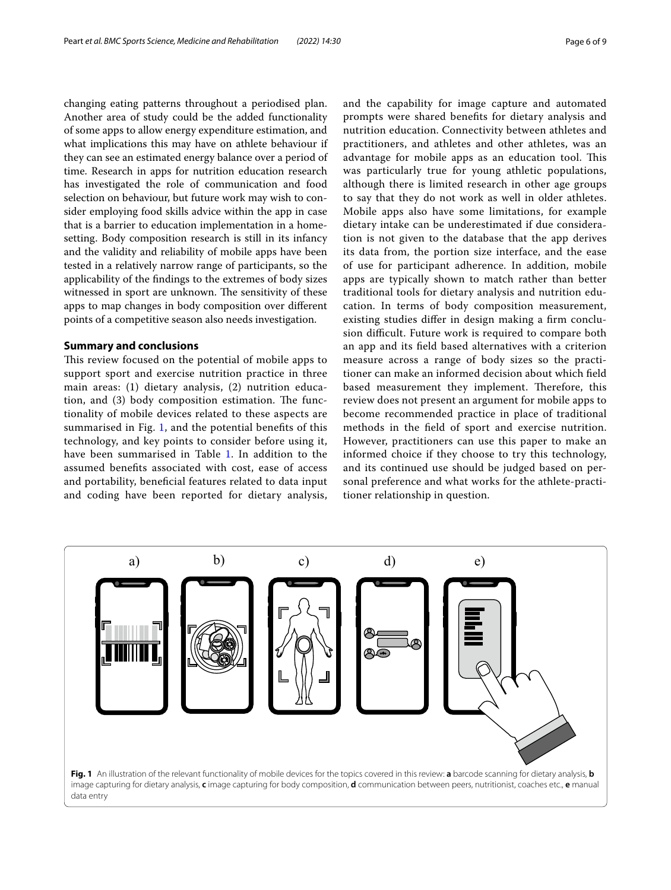changing eating patterns throughout a periodised plan. Another area of study could be the added functionality of some apps to allow energy expenditure estimation, and what implications this may have on athlete behaviour if they can see an estimated energy balance over a period of time. Research in apps for nutrition education research has investigated the role of communication and food selection on behaviour, but future work may wish to consider employing food skills advice within the app in case that is a barrier to education implementation in a home-setting. Body composition research is still in its infancy and the validity and reliability of mobile apps have been tested in a relatively narrow range of participants, so the applicability of the findings to the extremes of body sizes witnessed in sport are unknown. The sensitivity of these apps to map changes in body composition over different points of a competitive season also needs investigation.

## Summary and conclusions

This review focused on the potential of mobile apps to support sport and exercise nutrition practice in three main areas: (1) dietary analysis, (2) nutrition education, and (3) body composition estimation. The functionality of mobile devices related to these aspects are summarised in Fig. 1, and the potential benefits of this technology, and key points to consider before using it, have been summarised in Table 1. In addition to the assumed benefits associated with cost, ease of access and portability, beneficial features related to data input and coding have been reported for dietary analysis, and the capability for image capture and automated prompts were shared benefits for dietary analysis and nutrition education. Connectivity between athletes and practitioners, and athletes and other athletes, was an advantage for mobile apps as an education tool. This was particularly true for young athletic populations, although there is limited research in other age groups to say that they do not work as well in older athletes. Mobile apps also have some limitations, for example dietary intake can be underestimated if due consideration is not given to the database that the app derives its data from, the portion size interface, and the ease of use for participant adherence. In addition, mobile apps are typically shown to match rather than better traditional tools for dietary analysis and nutrition education. In terms of body composition measurement, existing studies differ in design making a firm conclusion difficult. Future work is required to compare both an app and its field based alternatives with a criterion measure across a range of body sizes so the practitioner can make an informed decision about which field based measurement they implement. Therefore, this review does not present an argument for mobile apps to become recommended practice in place of traditional methods in the field of sport and exercise nutrition. However, practitioners can use this paper to make an informed choice if they choose to try this technology, and its continued use should be judged based on personal preference and what works for the athlete-practitioner relationship in question.

**Fig. 1** An illustration of the relevant functionality of mobile devices for the topics covered in this review: **a** barcode scanning for dietary analysis, **b** image capturing for dietary analysis, **c** image capturing for body composition, **d** communication between peers, nutritionist, coaches etc., **e** manual data entry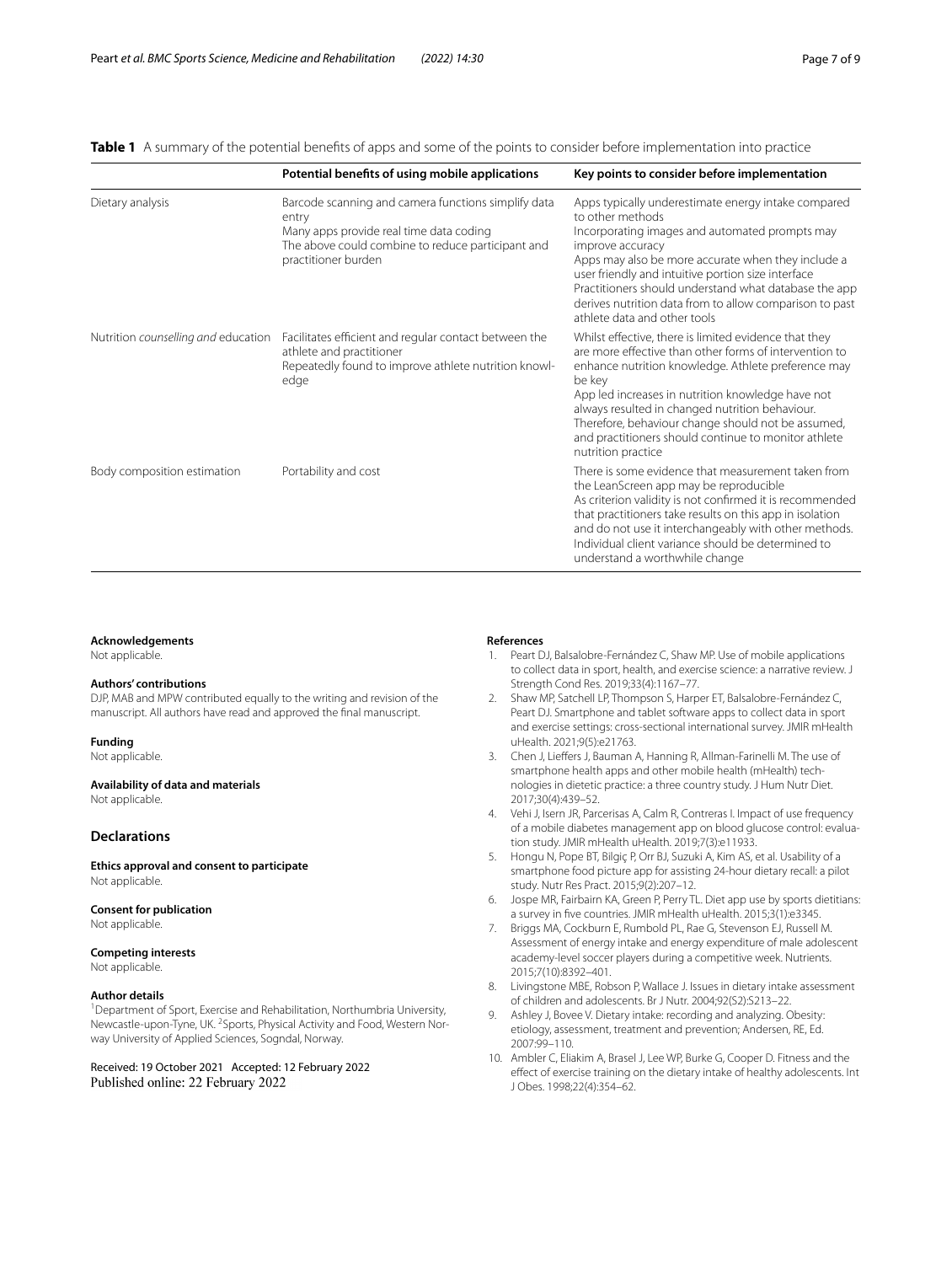**Table 1** A summary of the potential benefits of apps and some of the points to consider before implementation into practice

| | Potential benefits of using mobile applications | Key points to consider before implementation |
|---|---|---|
| Dietary analysis | Barcode scanning and camera functions simplify data entry<br>Many apps provide real time data coding<br>The above could combine to reduce participant and practitioner burden | Apps typically underestimate energy intake compared to other methods<br>Incorporating images and automated prompts may improve accuracy<br>Apps may also be more accurate when they include a user friendly and intuitive portion size interface<br>Practitioners should understand what database the app derives nutrition data from to allow comparison to past athlete data and other tools |
| Nutrition *counselling and* education | Facilitates efficient and regular contact between the athlete and practitioner<br>Repeatedly found to improve athlete nutrition knowledge | Whilst effective, there is limited evidence that they are more effective than other forms of intervention to enhance nutrition knowledge. Athlete preference may be key<br>App led increases in nutrition knowledge have not always resulted in changed nutrition behaviour. Therefore, behaviour change should not be assumed, and practitioners should continue to monitor athlete nutrition practice |
| Body composition estimation | Portability and cost | There is some evidence that measurement taken from the LeanScreen app may be reproducible<br>As criterion validity is not confirmed it is recommended that practitioners take results on this app in isolation and do not use it interchangeably with other methods. Individual client variance should be determined to understand a worthwhile change |

**Acknowledgements**
Not applicable.

**Authors' contributions**
DJP, MAB and MPW contributed equally to the writing and revision of the manuscript. All authors have read and approved the final manuscript.

**Funding**
Not applicable.

**Availability of data and materials**
Not applicable.

## Declarations

**Ethics approval and consent to participate**
Not applicable.

**Consent for publication**
Not applicable.

**Competing interests**
Not applicable.

**Author details**
[1] Department of Sport, Exercise and Rehabilitation, Northumbria University, Newcastle-upon-Tyne, UK. [2] Sports, Physical Activity and Food, Western Norway University of Applied Sciences, Sogndal, Norway.

Received: 19 October 2021 Accepted: 12 February 2022
Published online: 22 February 2022

**References**

1. Peart DJ, Balsalobre-Fernández C, Shaw MP. Use of mobile applications to collect data in sport, health, and exercise science: a narrative review. J Strength Cond Res. 2019;33(4):1167–77.
2. Shaw MP, Satchell LP, Thompson S, Harper ET, Balsalobre-Fernández C, Peart DJ. Smartphone and tablet software apps to collect data in sport and exercise settings: cross-sectional international survey. JMIR mHealth uHealth. 2021;9(5):e21763.
3. Chen J, Lieffers J, Bauman A, Hanning R, Allman-Farinelli M. The use of smartphone health apps and other mobile health (mHealth) technologies in dietetic practice: a three country study. J Hum Nutr Diet. 2017;30(4):439–52.
4. Vehi J, Isern JR, Parcerisas A, Calm R, Contreras I. Impact of use frequency of a mobile diabetes management app on blood glucose control: evaluation study. JMIR mHealth uHealth. 2019;7(3):e11933.
5. Hongu N, Pope BT, Bilgiç P, Orr BJ, Suzuki A, Kim AS, et al. Usability of a smartphone food picture app for assisting 24-hour dietary recall: a pilot study. Nutr Res Pract. 2015;9(2):207–12.
6. Jospe MR, Fairbairn KA, Green P, Perry TL. Diet app use by sports dietitians: a survey in five countries. JMIR mHealth uHealth. 2015;3(1):e3345.
7. Briggs MA, Cockburn E, Rumbold PL, Rae G, Stevenson EJ, Russell M. Assessment of energy intake and energy expenditure of male adolescent academy-level soccer players during a competitive week. Nutrients. 2015;7(10):8392–401.
8. Livingstone MBE, Robson P, Wallace J. Issues in dietary intake assessment of children and adolescents. Br J Nutr. 2004;92(S2):S213–22.
9. Ashley J, Bovee V. Dietary intake: recording and analyzing. Obesity: etiology, assessment, treatment and prevention; Andersen, RE, Ed. 2007:99–110.
10. Ambler C, Eliakim A, Brasel J, Lee WP, Burke G, Cooper D. Fitness and the effect of exercise training on the dietary intake of healthy adolescents. Int J Obes. 1998;22(4):354–62.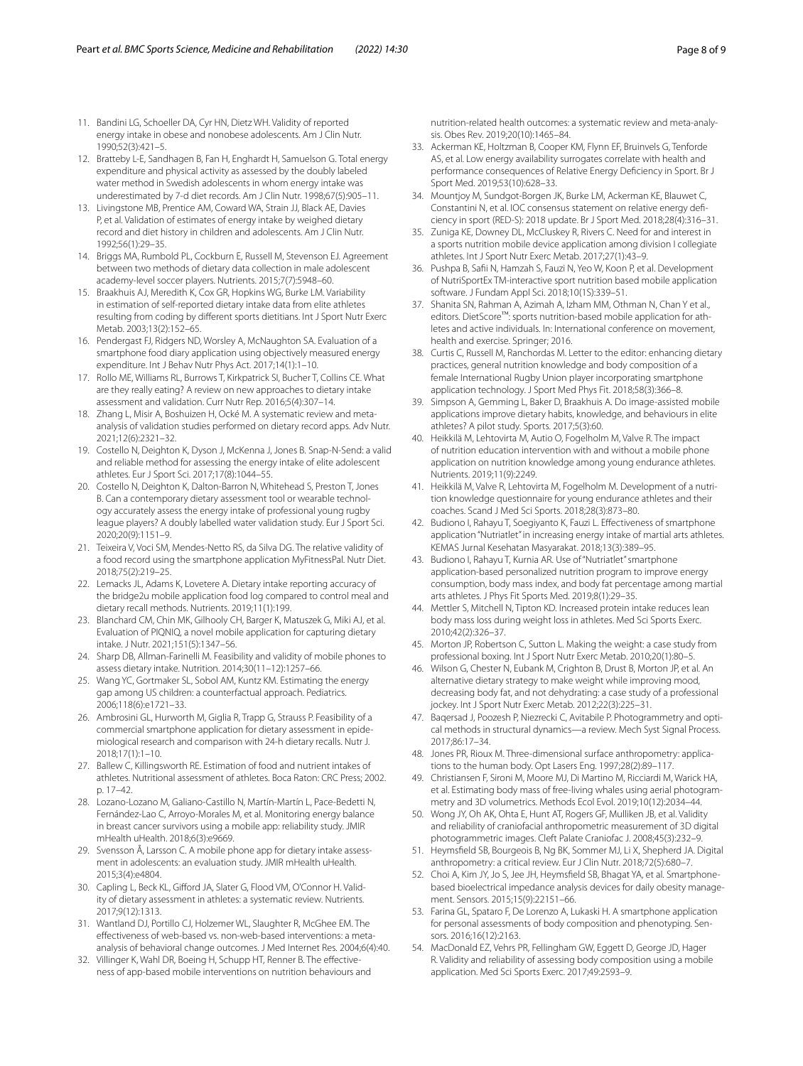11. Bandini LG, Schoeller DA, Cyr HN, Dietz WH. Validity of reported energy intake in obese and nonobese adolescents. Am J Clin Nutr. 1990;52(3):421–5.
12. Bratteby L-E, Sandhagen B, Fan H, Enghardt H, Samuelson G. Total energy expenditure and physical activity as assessed by the doubly labeled water method in Swedish adolescents in whom energy intake was underestimated by 7-d diet records. Am J Clin Nutr. 1998;67(5):905–11.
13. Livingstone MB, Prentice AM, Coward WA, Strain JJ, Black AE, Davies P, et al. Validation of estimates of energy intake by weighed dietary record and diet history in children and adolescents. Am J Clin Nutr. 1992;56(1):29–35.
14. Briggs MA, Rumbold PL, Cockburn E, Russell M, Stevenson EJ. Agreement between two methods of dietary data collection in male adolescent academy-level soccer players. Nutrients. 2015;7(7):5948–60.
15. Braakhuis AJ, Meredith K, Cox GR, Hopkins WG, Burke LM. Variability in estimation of self-reported dietary intake data from elite athletes resulting from coding by different sports dietitians. Int J Sport Nutr Exerc Metab. 2003;13(2):152–65.
16. Pendergast FJ, Ridgers ND, Worsley A, McNaughton SA. Evaluation of a smartphone food diary application using objectively measured energy expenditure. Int J Behav Nutr Phys Act. 2017;14(1):1–10.
17. Rollo ME, Williams RL, Burrows T, Kirkpatrick SI, Bucher T, Collins CE. What are they really eating? A review on new approaches to dietary intake assessment and validation. Curr Nutr Rep. 2016;5(4):307–14.
18. Zhang L, Misir A, Boshuizen H, Ocké M. A systematic review and meta-analysis of validation studies performed on dietary record apps. Adv Nutr. 2021;12(6):2321–32.
19. Costello N, Deighton K, Dyson J, McKenna J, Jones B. Snap-N-Send: a valid and reliable method for assessing the energy intake of elite adolescent athletes. Eur J Sport Sci. 2017;17(8):1044–55.
20. Costello N, Deighton K, Dalton-Barron N, Whitehead S, Preston T, Jones B. Can a contemporary dietary assessment tool or wearable technology accurately assess the energy intake of professional young rugby league players? A doubly labelled water validation study. Eur J Sport Sci. 2020;20(9):1151–9.
21. Teixeira V, Voci SM, Mendes-Netto RS, da Silva DG. The relative validity of a food record using the smartphone application MyFitnessPal. Nutr Diet. 2018;75(2):219–25.
22. Lemacks JL, Adams K, Lovetere A. Dietary intake reporting accuracy of the bridge2u mobile application food log compared to control meal and dietary recall methods. Nutrients. 2019;11(1):199.
23. Blanchard CM, Chin MK, Gilhooly CH, Barger K, Matuszek G, Miki AJ, et al. Evaluation of PIQNIQ, a novel mobile application for capturing dietary intake. J Nutr. 2021;151(5):1347–56.
24. Sharp DB, Allman-Farinelli M. Feasibility and validity of mobile phones to assess dietary intake. Nutrition. 2014;30(11–12):1257–66.
25. Wang YC, Gortmaker SL, Sobol AM, Kuntz KM. Estimating the energy gap among US children: a counterfactual approach. Pediatrics. 2006;118(6):e1721–33.
26. Ambrosini GL, Hurworth M, Giglia R, Trapp G, Strauss P. Feasibility of a commercial smartphone application for dietary assessment in epidemiological research and comparison with 24-h dietary recalls. Nutr J. 2018;17(1):1–10.
27. Ballew C, Killingsworth RE. Estimation of food and nutrient intakes of athletes. Nutritional assessment of athletes. Boca Raton: CRC Press; 2002. p. 17–42.
28. Lozano-Lozano M, Galiano-Castillo N, Martín-Martín L, Pace-Bedetti N, Fernández-Lao C, Arroyo-Morales M, et al. Monitoring energy balance in breast cancer survivors using a mobile app: reliability study. JMIR mHealth uHealth. 2018;6(3):e9669.
29. Svensson Å, Larsson C. A mobile phone app for dietary intake assessment in adolescents: an evaluation study. JMIR mHealth uHealth. 2015;3(4):e4804.
30. Capling L, Beck KL, Gifford JA, Slater G, Flood VM, O'Connor H. Validity of dietary assessment in athletes: a systematic review. Nutrients. 2017;9(12):1313.
31. Wantland DJ, Portillo CJ, Holzemer WL, Slaughter R, McGhee EM. The effectiveness of web-based vs. non-web-based interventions: a meta-analysis of behavioral change outcomes. J Med Internet Res. 2004;6(4):40.
32. Villinger K, Wahl DR, Boeing H, Schupp HT, Renner B. The effectiveness of app-based mobile interventions on nutrition behaviours and nutrition-related health outcomes: a systematic review and meta-analysis. Obes Rev. 2019;20(10):1465–84.
33. Ackerman KE, Holtzman B, Cooper KM, Flynn EF, Bruinvels G, Tenforde AS, et al. Low energy availability surrogates correlate with health and performance consequences of Relative Energy Deficiency in Sport. Br J Sport Med. 2019;53(10):628–33.
34. Mountjoy M, Sundgot-Borgen JK, Burke LM, Ackerman KE, Blauwet C, Constantini N, et al. IOC consensus statement on relative energy deficiency in sport (RED-S): 2018 update. Br J Sport Med. 2018;28(4):316–31.
35. Zuniga KE, Downey DL, McCluskey R, Rivers C. Need for and interest in a sports nutrition mobile device application among division I collegiate athletes. Int J Sport Nutr Exerc Metab. 2017;27(1):43–9.
36. Pushpa B, Safii N, Hamzah S, Fauzi N, Yeo W, Koon P, et al. Development of NutriSportEx TM-interactive sport nutrition based mobile application software. J Fundam Appl Sci. 2018;10(1S):339–51.
37. Shanita SN, Rahman A, Azimah A, Izham MM, Othman N, Chan Y et al., editors. DietScore™: sports nutrition-based mobile application for athletes and active individuals. In: International conference on movement, health and exercise. Springer; 2016.
38. Curtis C, Russell M, Ranchordas M. Letter to the editor: enhancing dietary practices, general nutrition knowledge and body composition of a female International Rugby Union player incorporating smartphone application technology. J Sport Med Phys Fit. 2018;58(3):366–8.
39. Simpson A, Gemming L, Baker D, Braakhuis A. Do image-assisted mobile applications improve dietary habits, knowledge, and behaviours in elite athletes? A pilot study. Sports. 2017;5(3):60.
40. Heikkilä M, Lehtovirta M, Autio O, Fogelholm M, Valve R. The impact of nutrition education intervention with and without a mobile phone application on nutrition knowledge among young endurance athletes. Nutrients. 2019;11(9):2249.
41. Heikkilä M, Valve R, Lehtovirta M, Fogelholm M. Development of a nutrition knowledge questionnaire for young endurance athletes and their coaches. Scand J Med Sci Sports. 2018;28(3):873–80.
42. Budiono I, Rahayu T, Soegiyanto K, Fauzi L. Effectiveness of smartphone application "Nutriatlet" in increasing energy intake of martial arts athletes. KEMAS Jurnal Kesehatan Masyarakat. 2018;13(3):389–95.
43. Budiono I, Rahayu T, Kurnia AR. Use of "Nutriatlet" smartphone application-based personalized nutrition program to improve energy consumption, body mass index, and body fat percentage among martial arts athletes. J Phys Fit Sports Med. 2019;8(1):29–35.
44. Mettler S, Mitchell N, Tipton KD. Increased protein intake reduces lean body mass loss during weight loss in athletes. Med Sci Sports Exerc. 2010;42(2):326–37.
45. Morton JP, Robertson C, Sutton L. Making the weight: a case study from professional boxing. Int J Sport Nutr Exerc Metab. 2010;20(1):80–5.
46. Wilson G, Chester N, Eubank M, Crighton B, Drust B, Morton JP, et al. An alternative dietary strategy to make weight while improving mood, decreasing body fat, and not dehydrating: a case study of a professional jockey. Int J Sport Nutr Exerc Metab. 2012;22(3):225–31.
47. Baqersad J, Poozesh P, Niezrecki C, Avitabile P. Photogrammetry and optical methods in structural dynamics—a review. Mech Syst Signal Process. 2017;86:17–34.
48. Jones PR, Rioux M. Three-dimensional surface anthropometry: applications to the human body. Opt Lasers Eng. 1997;28(2):89–117.
49. Christiansen F, Sironi M, Moore MJ, Di Martino M, Ricciardi M, Warick HA, et al. Estimating body mass of free-living whales using aerial photogrammetry and 3D volumetrics. Methods Ecol Evol. 2019;10(12):2034–44.
50. Wong JY, Oh AK, Ohta E, Hunt AT, Rogers GF, Mulliken JB, et al. Validity and reliability of craniofacial anthropometric measurement of 3D digital photogrammetric images. Cleft Palate Craniofac J. 2008;45(3):232–9.
51. Heymsfield SB, Bourgeois B, Ng BK, Sommer MJ, Li X, Shepherd JA. Digital anthropometry: a critical review. Eur J Clin Nutr. 2018;72(5):680–7.
52. Choi A, Kim JY, Jo S, Jee JH, Heymsfield SB, Bhagat YA, et al. Smartphone-based bioelectrical impedance analysis devices for daily obesity management. Sensors. 2015;15(9):22151–66.
53. Farina GL, Spataro F, De Lorenzo A, Lukaski H. A smartphone application for personal assessments of body composition and phenotyping. Sensors. 2016;16(12):2163.
54. MacDonald EZ, Vehrs PR, Fellingham GW, Eggett D, George JD, Hager R. Validity and reliability of assessing body composition using a mobile application. Med Sci Sports Exerc. 2017;49:2593–9.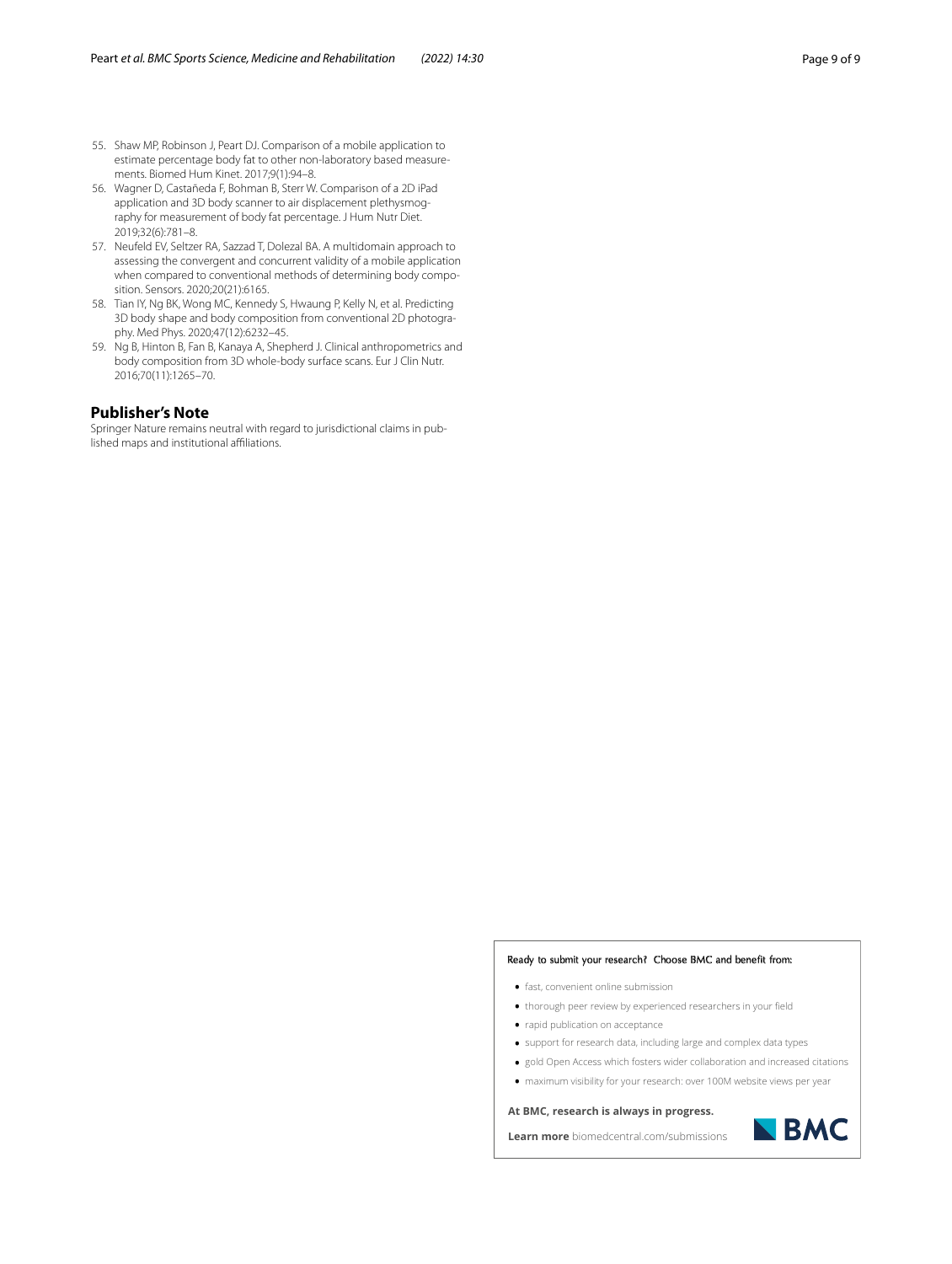55. Shaw MP, Robinson J, Peart DJ. Comparison of a mobile application to estimate percentage body fat to other non-laboratory based measurements. Biomed Hum Kinet. 2017;9(1):94–8.
56. Wagner D, Castañeda F, Bohman B, Sterr W. Comparison of a 2D iPad application and 3D body scanner to air displacement plethysmography for measurement of body fat percentage. J Hum Nutr Diet. 2019;32(6):781–8.
57. Neufeld EV, Seltzer RA, Sazzad T, Dolezal BA. A multidomain approach to assessing the convergent and concurrent validity of a mobile application when compared to conventional methods of determining body composition. Sensors. 2020;20(21):6165.
58. Tian IY, Ng BK, Wong MC, Kennedy S, Hwaung P, Kelly N, et al. Predicting 3D body shape and body composition from conventional 2D photography. Med Phys. 2020;47(12):6232–45.
59. Ng B, Hinton B, Fan B, Kanaya A, Shepherd J. Clinical anthropometrics and body composition from 3D whole-body surface scans. Eur J Clin Nutr. 2016;70(11):1265–70.

## Publisher's Note

Springer Nature remains neutral with regard to jurisdictional claims in published maps and institutional affiliations.

Ready to submit your research? Choose BMC and benefit from:

- fast, convenient online submission
- thorough peer review by experienced researchers in your field
- rapid publication on acceptance
- support for research data, including large and complex data types
- gold Open Access which fosters wider collaboration and increased citations
- maximum visibility for your research: over 100M website views per year

**At BMC, research is always in progress.**

**Learn more** biomedcentral.com/submissions

BMC